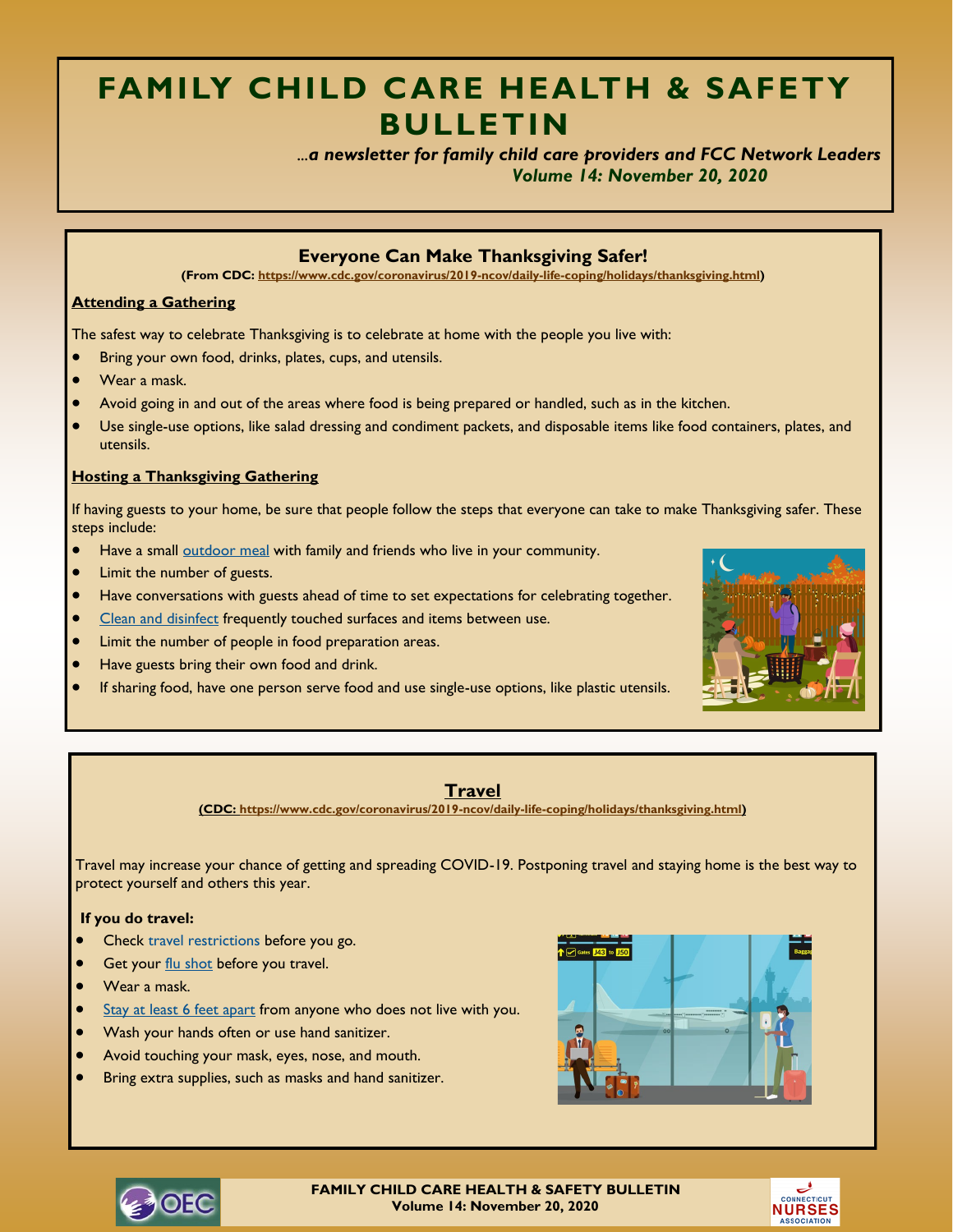# FAMILY CHILD CARE HEALTH & SAFETY BULLETIN

*...a newsletter for family child care providers and FCC Network Leaders*
*Volume 14: November 20, 2020*

## Everyone Can Make Thanksgiving Safer!

**(From CDC: https://www.cdc.gov/coronavirus/2019-ncov/daily-life-coping/holidays/thanksgiving.html)**

### Attending a Gathering

The safest way to celebrate Thanksgiving is to celebrate at home with the people you live with:

- Bring your own food, drinks, plates, cups, and utensils.
- Wear a mask.
- Avoid going in and out of the areas where food is being prepared or handled, such as in the kitchen.
- Use single-use options, like salad dressing and condiment packets, and disposable items like food containers, plates, and utensils.

### Hosting a Thanksgiving Gathering

If having guests to your home, be sure that people follow the steps that everyone can take to make Thanksgiving safer. These steps include:

- Have a small outdoor meal with family and friends who live in your community.
- Limit the number of guests.
- Have conversations with guests ahead of time to set expectations for celebrating together.
- Clean and disinfect frequently touched surfaces and items between use.
- Limit the number of people in food preparation areas.
- Have guests bring their own food and drink.
- If sharing food, have one person serve food and use single-use options, like plastic utensils.

## Travel

**(CDC: https://www.cdc.gov/coronavirus/2019-ncov/daily-life-coping/holidays/thanksgiving.html)**

Travel may increase your chance of getting and spreading COVID-19. Postponing travel and staying home is the best way to protect yourself and others this year.

**If you do travel:**

- Check travel restrictions before you go.
- Get your flu shot before you travel.
- Wear a mask.
- Stay at least 6 feet apart from anyone who does not live with you.
- Wash your hands often or use hand sanitizer.
- Avoid touching your mask, eyes, nose, and mouth.
- Bring extra supplies, such as masks and hand sanitizer.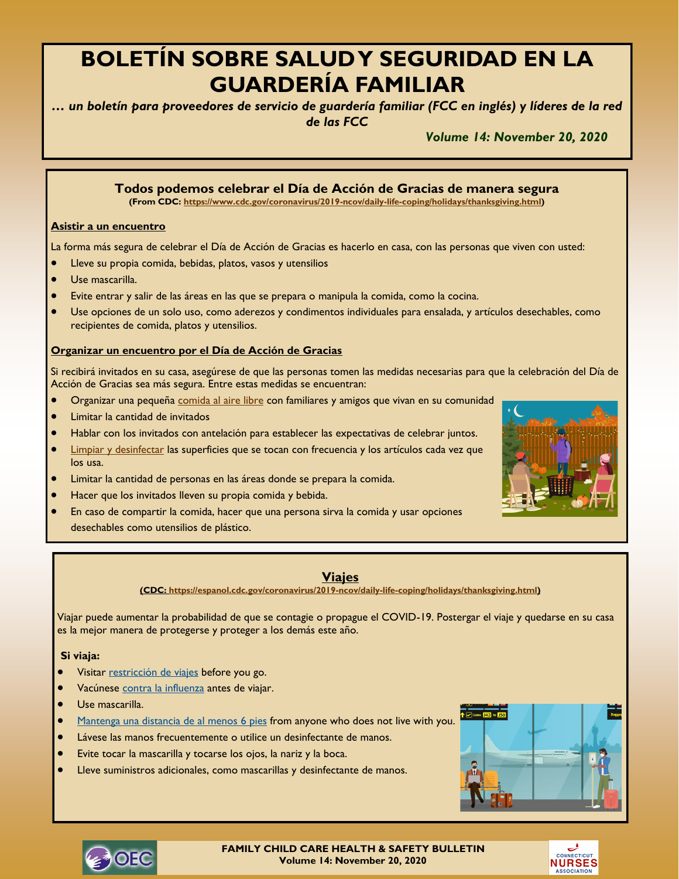# BOLETÍN SOBRE SALUD Y SEGURIDAD EN LA GUARDERÍA FAMILIAR

*… un boletín para proveedores de servicio de guardería familiar (FCC en inglés) y líderes de la red de las FCC*

*Volume 14: November 20, 2020*

## Todos podemos celebrar el Día de Acción de Gracias de manera segura

**(From CDC: https://www.cdc.gov/coronavirus/2019-ncov/daily-life-coping/holidays/thanksgiving.html)**

### Asistir a un encuentro

La forma más segura de celebrar el Día de Acción de Gracias es hacerlo en casa, con las personas que viven con usted:

- Lleve su propia comida, bebidas, platos, vasos y utensilios
- Use mascarilla.
- Evite entrar y salir de las áreas en las que se prepara o manipula la comida, como la cocina.
- Use opciones de un solo uso, como aderezos y condimentos individuales para ensalada, y artículos desechables, como recipientes de comida, platos y utensilios.

### Organizar un encuentro por el Día de Acción de Gracias

Si recibirá invitados en su casa, asegúrese de que las personas tomen las medidas necesarias para que la celebración del Día de Acción de Gracias sea más segura. Entre estas medidas se encuentran:

- Organizar una pequeña comida al aire libre con familiares y amigos que vivan en su comunidad
- Limitar la cantidad de invitados
- Hablar con los invitados con antelación para establecer las expectativas de celebrar juntos.
- Limpiar y desinfectar las superficies que se tocan con frecuencia y los artículos cada vez que los usa.
- Limitar la cantidad de personas en las áreas donde se prepara la comida.
- Hacer que los invitados lleven su propia comida y bebida.
- En caso de compartir la comida, hacer que una persona sirva la comida y usar opciones desechables como utensilios de plástico.

## Viajes

**(CDC: https://espanol.cdc.gov/coronavirus/2019-ncov/daily-life-coping/holidays/thanksgiving.html)**

Viajar puede aumentar la probabilidad de que se contagie o propague el COVID-19. Postergar el viaje y quedarse en su casa es la mejor manera de protegerse y proteger a los demás este año.

**Si viaja:**

- Visitar restricción de viajes before you go.
- Vacúnese contra la influenza antes de viajar.
- Use mascarilla.
- Mantenga una distancia de al menos 6 pies from anyone who does not live with you.
- Lávese las manos frecuentemente o utilice un desinfectante de manos.
- Evite tocar la mascarilla y tocarse los ojos, la nariz y la boca.
- Lleve suministros adicionales, como mascarillas y desinfectante de manos.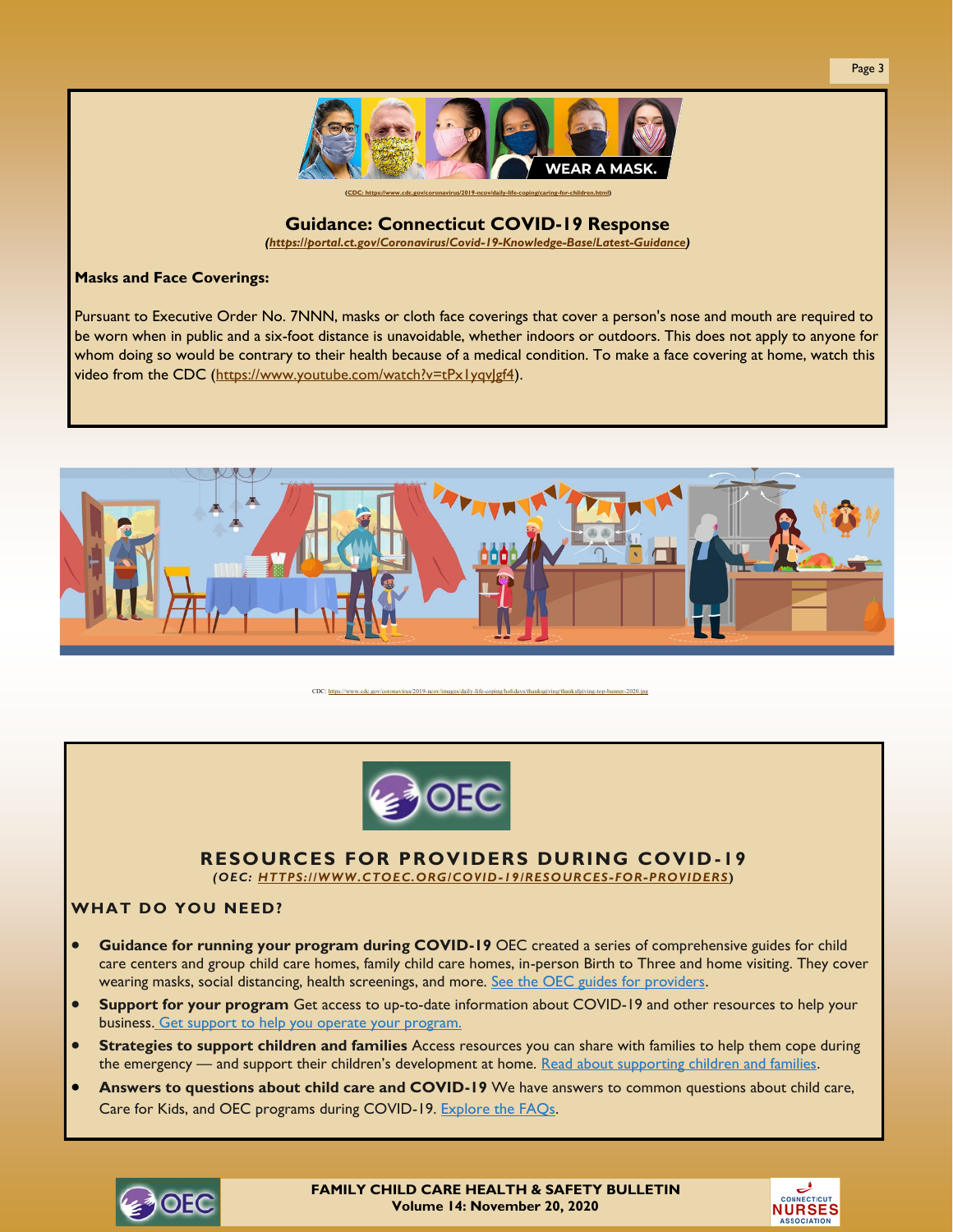(CDC: https://www.cdc.gov/coronavirus/2019-ncov/daily-life-coping/caring-for-children.html)

## Guidance: Connecticut COVID-19 Response

*(https://portal.ct.gov/Coronavirus/Covid-19-Knowledge-Base/Latest-Guidance)*

**Masks and Face Coverings:**

Pursuant to Executive Order No. 7NNN, masks or cloth face coverings that cover a person's nose and mouth are required to be worn when in public and a six-foot distance is unavoidable, whether indoors or outdoors. This does not apply to anyone for whom doing so would be contrary to their health because of a medical condition. To make a face covering at home, watch this video from the CDC (https://www.youtube.com/watch?v=tPx1yqvJgf4).

CDC: https://www.cdc.gov/coronavirus/2019-ncov/images/daily-life-coping/holidays/thanksgiving/thanksgiving-top-banner-2020.jpg

## RESOURCES FOR PROVIDERS DURING COVID-19

*(OEC: HTTPS://WWW.CTOEC.ORG/COVID-19/RESOURCES-FOR-PROVIDERS)*

### WHAT DO YOU NEED?

- **Guidance for running your program during COVID-19** OEC created a series of comprehensive guides for child care centers and group child care homes, family child care homes, in-person Birth to Three and home visiting. They cover wearing masks, social distancing, health screenings, and more. See the OEC guides for providers.
- **Support for your program** Get access to up-to-date information about COVID-19 and other resources to help your business. Get support to help you operate your program.
- **Strategies to support children and families** Access resources you can share with families to help them cope during the emergency — and support their children's development at home. Read about supporting children and families.
- **Answers to questions about child care and COVID-19** We have answers to common questions about child care, Care for Kids, and OEC programs during COVID-19. Explore the FAQs.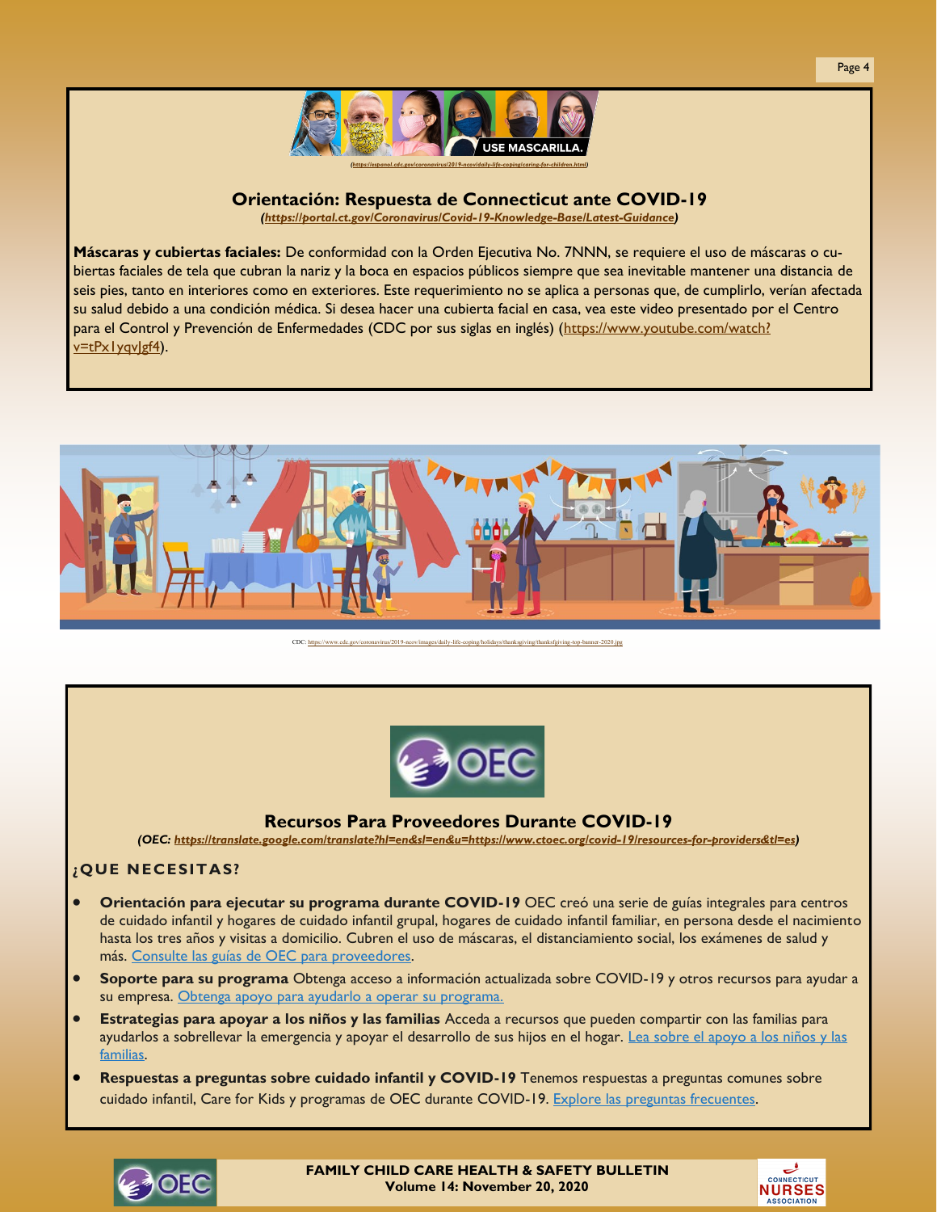USE MASCARILLA.

(https://espanol.cdc.gov/coronavirus/2019-ncov/daily-life-coping/caring-for-children.html)

## Orientación: Respuesta de Connecticut ante COVID-19

*(https://portal.ct.gov/Coronavirus/Covid-19-Knowledge-Base/Latest-Guidance)*

**Máscaras y cubiertas faciales:** De conformidad con la Orden Ejecutiva No. 7NNN, se requiere el uso de máscaras o cubiertas faciales de tela que cubran la nariz y la boca en espacios públicos siempre que sea inevitable mantener una distancia de seis pies, tanto en interiores como en exteriores. Este requerimiento no se aplica a personas que, de cumplirlo, verían afectada su salud debido a una condición médica. Si desea hacer una cubierta facial en casa, vea este video presentado por el Centro para el Control y Prevención de Enfermedades (CDC por sus siglas en inglés) (https://www.youtube.com/watch?v=tPx1yqvJgf4).

CDC: https://www.cdc.gov/coronavirus/2019-ncov/images/daily-life-coping/holidays/thanksgiving/thanksgiving-top-banner-2020.jpg

## Recursos Para Proveedores Durante COVID-19

*(OEC: https://translate.google.com/translate?hl=en&sl=en&u=https://www.ctoec.org/covid-19/resources-for-providers&tl=es)*

### ¿QUE NECESITAS?

- **Orientación para ejecutar su programa durante COVID-19** OEC creó una serie de guías integrales para centros de cuidado infantil y hogares de cuidado infantil grupal, hogares de cuidado infantil familiar, en persona desde el nacimiento hasta los tres años y visitas a domicilio. Cubren el uso de máscaras, el distanciamiento social, los exámenes de salud y más. Consulte las guías de OEC para proveedores.
- **Soporte para su programa** Obtenga acceso a información actualizada sobre COVID-19 y otros recursos para ayudar a su empresa. Obtenga apoyo para ayudarlo a operar su programa.
- **Estrategias para apoyar a los niños y las familias** Acceda a recursos que pueden compartir con las familias para ayudarlos a sobrellevar la emergencia y apoyar el desarrollo de sus hijos en el hogar. Lea sobre el apoyo a los niños y las familias.
- **Respuestas a preguntas sobre cuidado infantil y COVID-19** Tenemos respuestas a preguntas comunes sobre cuidado infantil, Care for Kids y programas de OEC durante COVID-19. Explore las preguntas frecuentes.